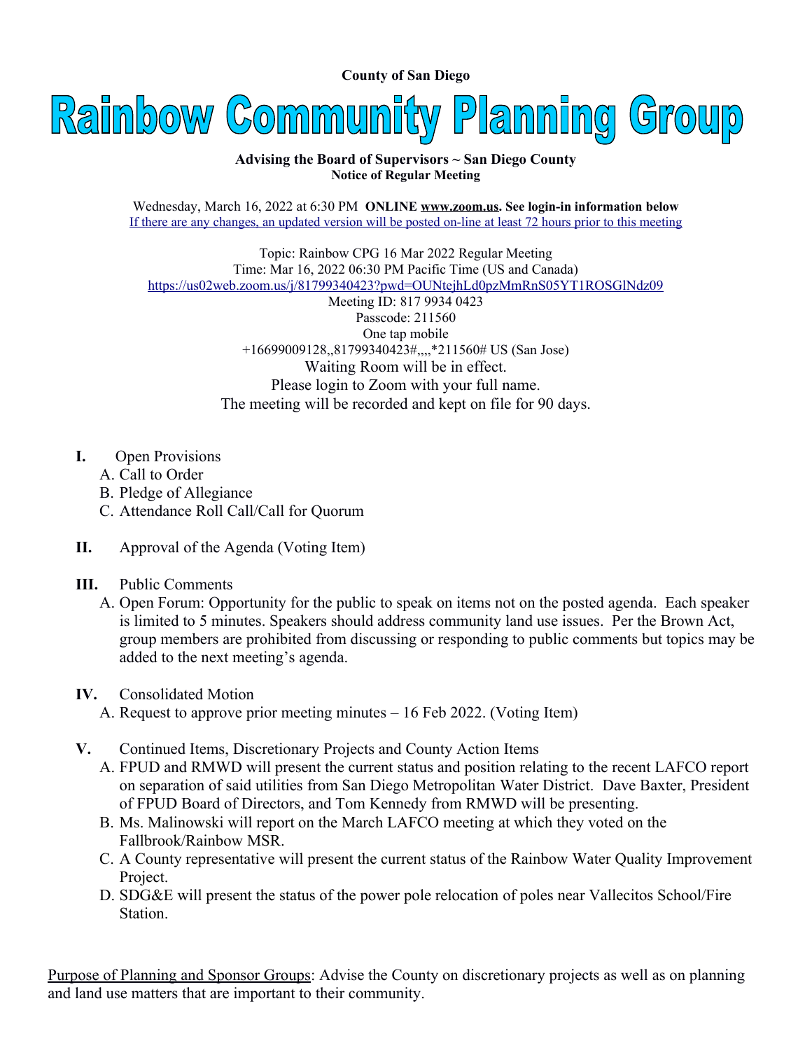**County of San Diego**

# Rainbow Community Planning Group

**Advising the Board of Supervisors ~ San Diego County**
**Notice of Regular Meeting**

Wednesday, March 16, 2022 at 6:30 PM **ONLINE www.zoom.us. See login-in information below**
If there are any changes, an updated version will be posted on-line at least 72 hours prior to this meeting

Topic: Rainbow CPG 16 Mar 2022 Regular Meeting
Time: Mar 16, 2022 06:30 PM Pacific Time (US and Canada)
https://us02web.zoom.us/j/81799340423?pwd=OUNtejhLd0pzMmRnS05YT1ROSGlNdz09
Meeting ID: 817 9934 0423
Passcode: 211560
One tap mobile
+16699009128,,81799340423#,,,,*211560# US (San Jose)
Waiting Room will be in effect.
Please login to Zoom with your full name.
The meeting will be recorded and kept on file for 90 days.

**I.** Open Provisions
  A. Call to Order
  B. Pledge of Allegiance
  C. Attendance Roll Call/Call for Quorum

**II.** Approval of the Agenda (Voting Item)

**III.** Public Comments
  A. Open Forum: Opportunity for the public to speak on items not on the posted agenda. Each speaker is limited to 5 minutes. Speakers should address community land use issues. Per the Brown Act, group members are prohibited from discussing or responding to public comments but topics may be added to the next meeting's agenda.

**IV.** Consolidated Motion
  A. Request to approve prior meeting minutes – 16 Feb 2022. (Voting Item)

**V.** Continued Items, Discretionary Projects and County Action Items
  A. FPUD and RMWD will present the current status and position relating to the recent LAFCO report on separation of said utilities from San Diego Metropolitan Water District. Dave Baxter, President of FPUD Board of Directors, and Tom Kennedy from RMWD will be presenting.
  B. Ms. Malinowski will report on the March LAFCO meeting at which they voted on the Fallbrook/Rainbow MSR.
  C. A County representative will present the current status of the Rainbow Water Quality Improvement Project.
  D. SDG&E will present the status of the power pole relocation of poles near Vallecitos School/Fire Station.

Purpose of Planning and Sponsor Groups: Advise the County on discretionary projects as well as on planning and land use matters that are important to their community.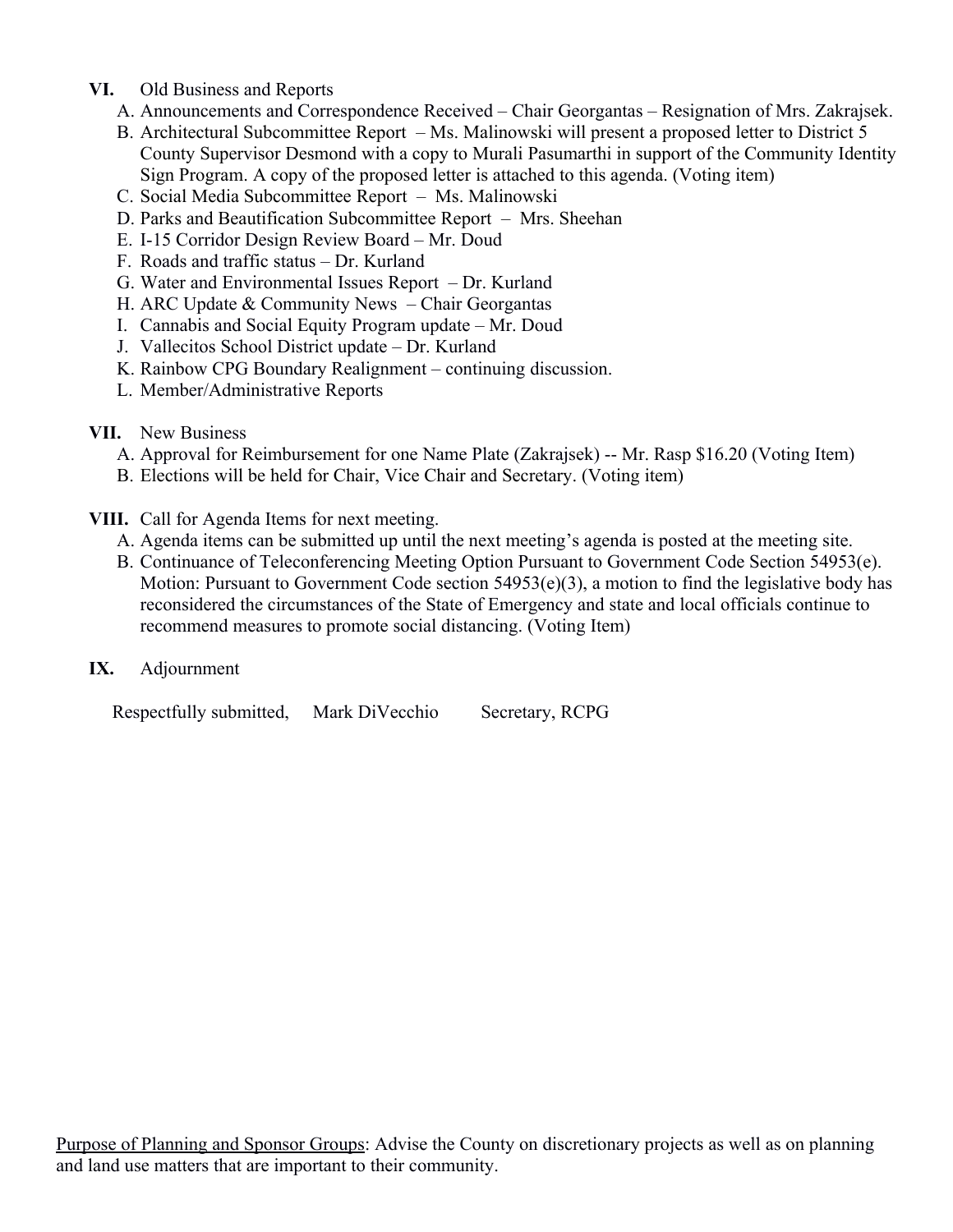**VI.** Old Business and Reports

A. Announcements and Correspondence Received – Chair Georgantas – Resignation of Mrs. Zakrajsek.
B. Architectural Subcommittee Report – Ms. Malinowski will present a proposed letter to District 5 County Supervisor Desmond with a copy to Murali Pasumarthi in support of the Community Identity Sign Program. A copy of the proposed letter is attached to this agenda. (Voting item)
C. Social Media Subcommittee Report – Ms. Malinowski
D. Parks and Beautification Subcommittee Report – Mrs. Sheehan
E. I-15 Corridor Design Review Board – Mr. Doud
F. Roads and traffic status – Dr. Kurland
G. Water and Environmental Issues Report – Dr. Kurland
H. ARC Update & Community News – Chair Georgantas
I. Cannabis and Social Equity Program update – Mr. Doud
J. Vallecitos School District update – Dr. Kurland
K. Rainbow CPG Boundary Realignment – continuing discussion.
L. Member/Administrative Reports

**VII.** New Business

A. Approval for Reimbursement for one Name Plate (Zakrajsek) -- Mr. Rasp $16.20 (Voting Item)
B. Elections will be held for Chair, Vice Chair and Secretary. (Voting item)

**VIII.** Call for Agenda Items for next meeting.

A. Agenda items can be submitted up until the next meeting's agenda is posted at the meeting site.
B. Continuance of Teleconferencing Meeting Option Pursuant to Government Code Section 54953(e). Motion: Pursuant to Government Code section 54953(e)(3), a motion to find the legislative body has reconsidered the circumstances of the State of Emergency and state and local officials continue to recommend measures to promote social distancing. (Voting Item)

**IX.** Adjournment

Respectfully submitted, Mark DiVecchio Secretary, RCPG

Purpose of Planning and Sponsor Groups: Advise the County on discretionary projects as well as on planning and land use matters that are important to their community.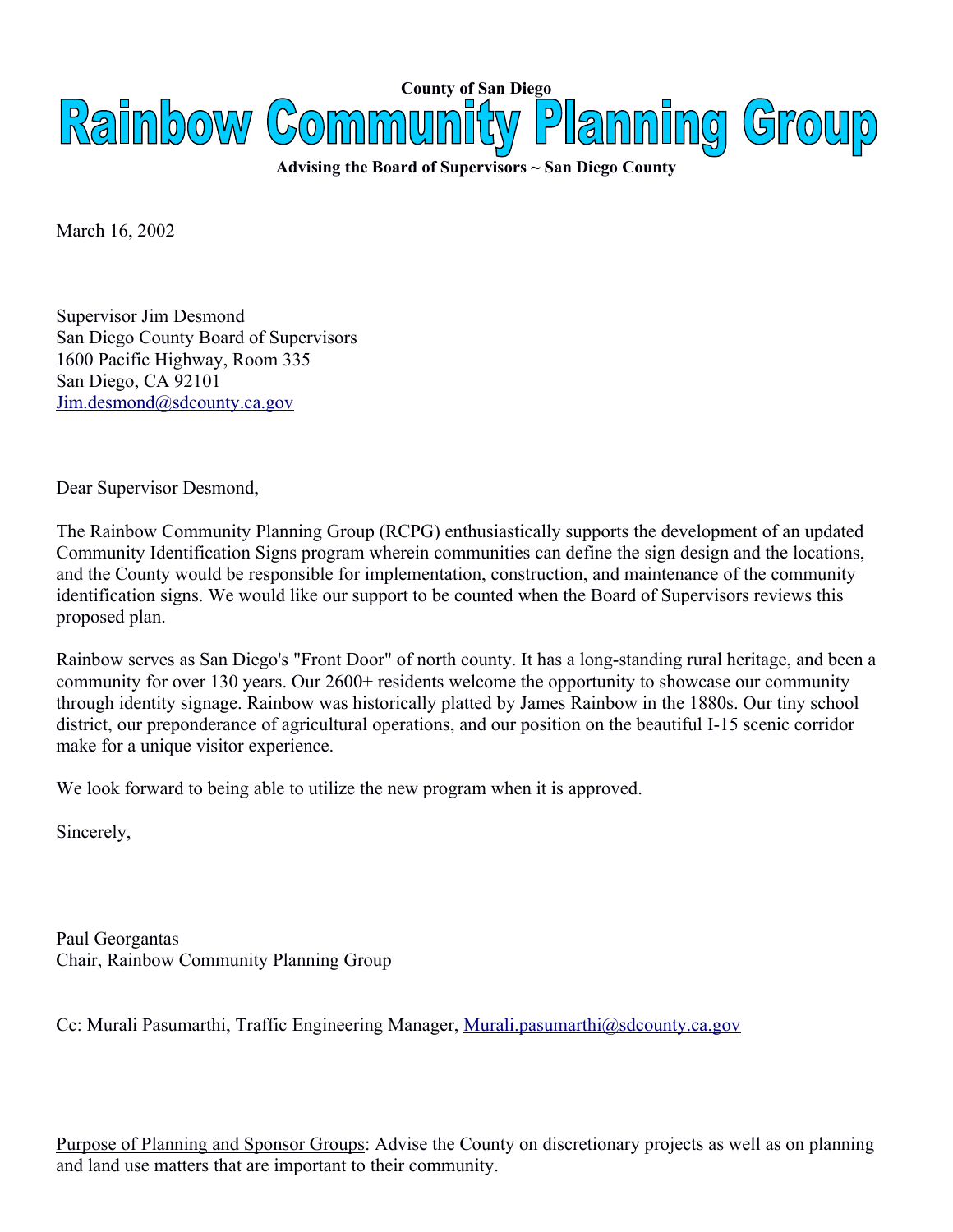County of San Diego

# Rainbow Community Planning Group

**Advising the Board of Supervisors ~ San Diego County**

March 16, 2002

Supervisor Jim Desmond
San Diego County Board of Supervisors
1600 Pacific Highway, Room 335
San Diego, CA 92101
Jim.desmond@sdcounty.ca.gov

Dear Supervisor Desmond,

The Rainbow Community Planning Group (RCPG) enthusiastically supports the development of an updated Community Identification Signs program wherein communities can define the sign design and the locations, and the County would be responsible for implementation, construction, and maintenance of the community identification signs. We would like our support to be counted when the Board of Supervisors reviews this proposed plan.

Rainbow serves as San Diego's "Front Door" of north county. It has a long-standing rural heritage, and been a community for over 130 years. Our 2600+ residents welcome the opportunity to showcase our community through identity signage. Rainbow was historically platted by James Rainbow in the 1880s. Our tiny school district, our preponderance of agricultural operations, and our position on the beautiful I-15 scenic corridor make for a unique visitor experience.

We look forward to being able to utilize the new program when it is approved.

Sincerely,

Paul Georgantas
Chair, Rainbow Community Planning Group

Cc: Murali Pasumarthi, Traffic Engineering Manager, Murali.pasumarthi@sdcounty.ca.gov

Purpose of Planning and Sponsor Groups: Advise the County on discretionary projects as well as on planning and land use matters that are important to their community.